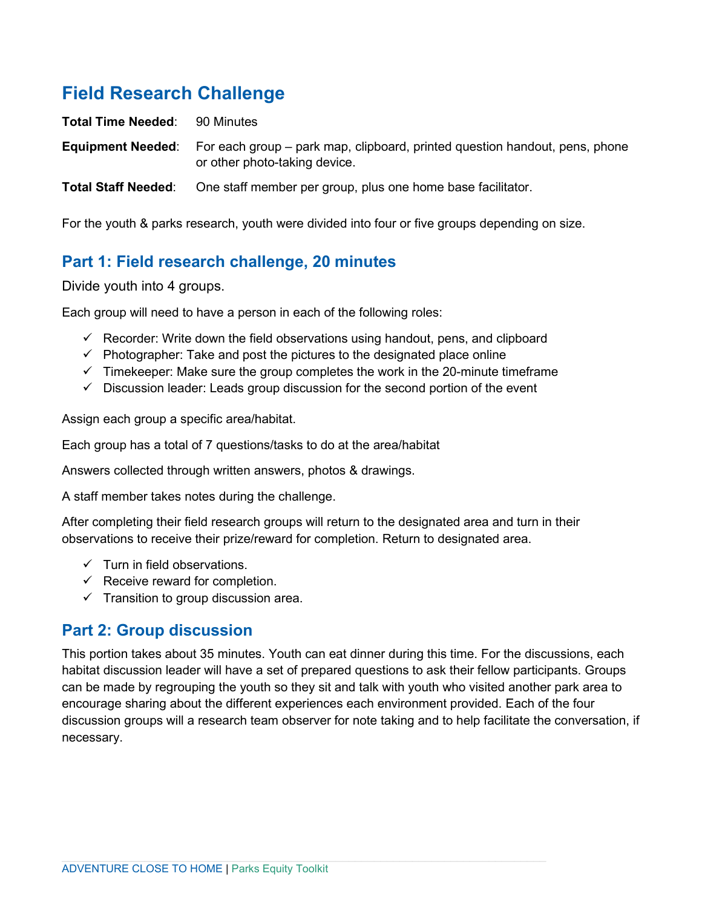# Field Research Challenge

**Total Time Needed**: 90 Minutes

**Equipment Needed**: For each group – park map, clipboard, printed question handout, pens, phone or other photo-taking device.

**Total Staff Needed**: One staff member per group, plus one home base facilitator.

For the youth & parks research, youth were divided into four or five groups depending on size.

## Part 1: Field research challenge, 20 minutes

Divide youth into 4 groups.

Each group will need to have a person in each of the following roles:

- ✓ Recorder: Write down the field observations using handout, pens, and clipboard
- ✓ Photographer: Take and post the pictures to the designated place online
- ✓ Timekeeper: Make sure the group completes the work in the 20-minute timeframe
- ✓ Discussion leader: Leads group discussion for the second portion of the event

Assign each group a specific area/habitat.

Each group has a total of 7 questions/tasks to do at the area/habitat

Answers collected through written answers, photos & drawings.

A staff member takes notes during the challenge.

After completing their field research groups will return to the designated area and turn in their observations to receive their prize/reward for completion. Return to designated area.

- ✓ Turn in field observations.
- ✓ Receive reward for completion.
- ✓ Transition to group discussion area.

## Part 2: Group discussion

This portion takes about 35 minutes. Youth can eat dinner during this time. For the discussions, each habitat discussion leader will have a set of prepared questions to ask their fellow participants. Groups can be made by regrouping the youth so they sit and talk with youth who visited another park area to encourage sharing about the different experiences each environment provided. Each of the four discussion groups will a research team observer for note taking and to help facilitate the conversation, if necessary.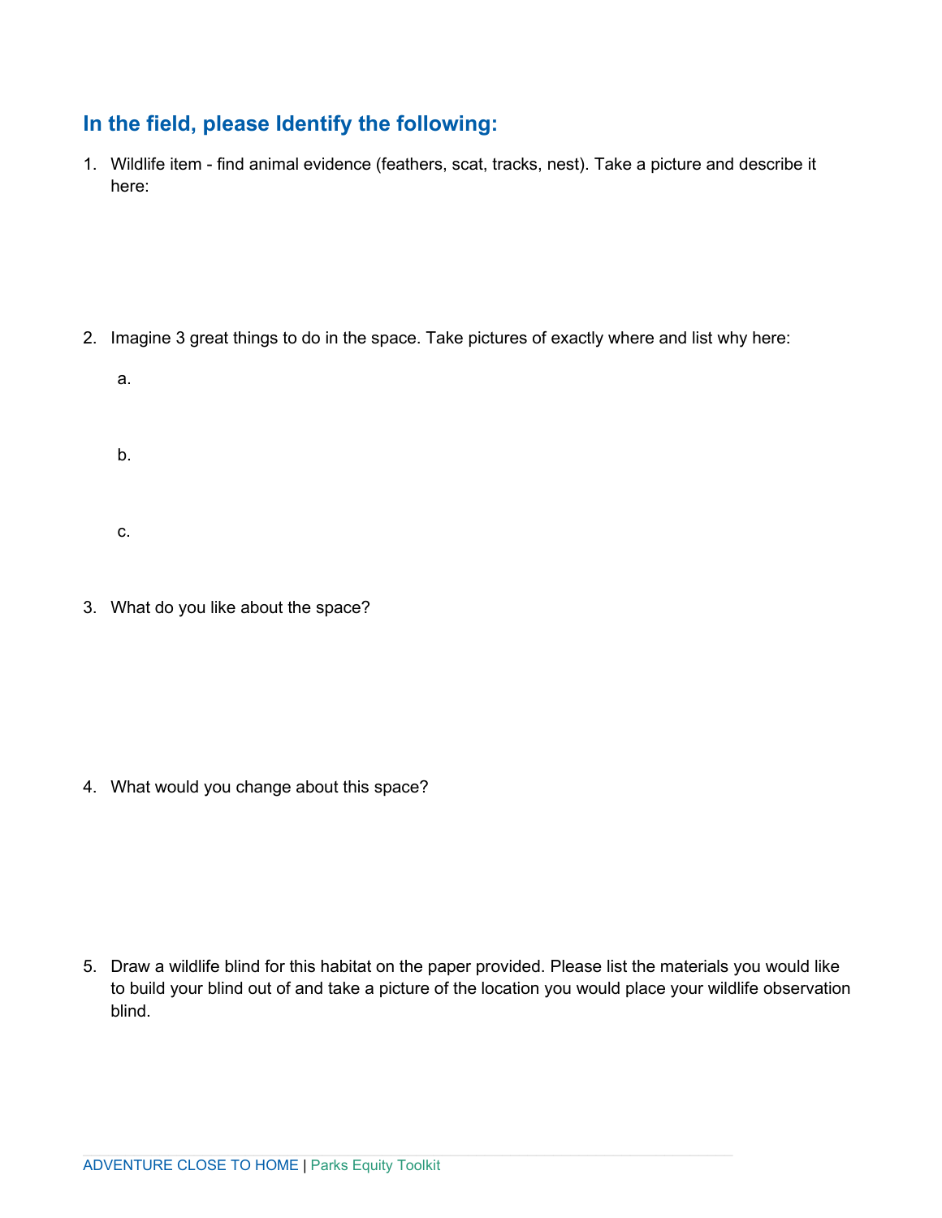## In the field, please Identify the following:

1. Wildlife item - find animal evidence (feathers, scat, tracks, nest). Take a picture and describe it here:

2. Imagine 3 great things to do in the space. Take pictures of exactly where and list why here:

    a.

    b.

    c.

3. What do you like about the space?

4. What would you change about this space?

5. Draw a wildlife blind for this habitat on the paper provided. Please list the materials you would like to build your blind out of and take a picture of the location you would place your wildlife observation blind.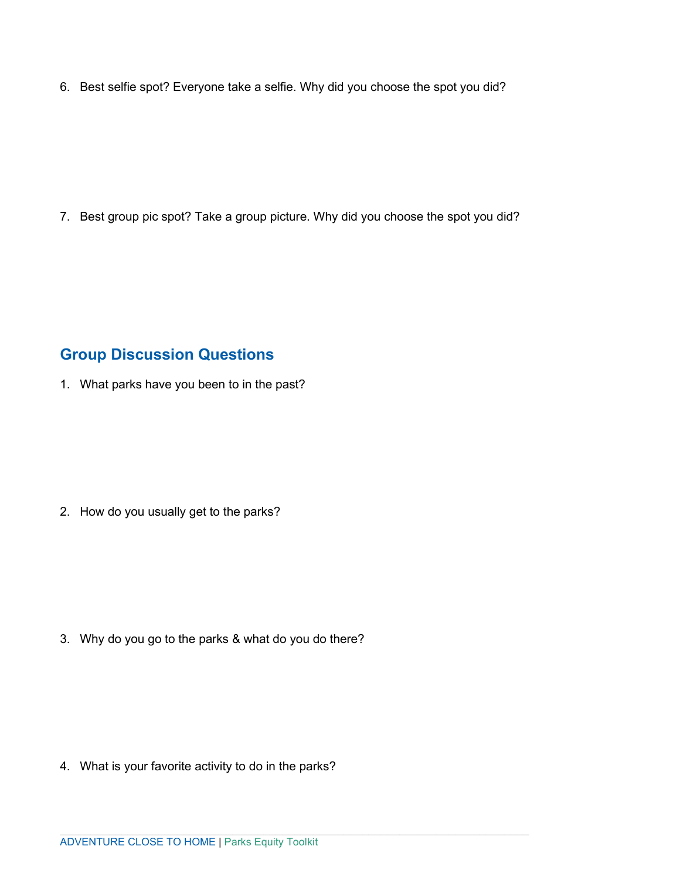6. Best selfie spot? Everyone take a selfie. Why did you choose the spot you did?

7. Best group pic spot? Take a group picture. Why did you choose the spot you did?

## Group Discussion Questions

1. What parks have you been to in the past?

2. How do you usually get to the parks?

3. Why do you go to the parks & what do you do there?

4. What is your favorite activity to do in the parks?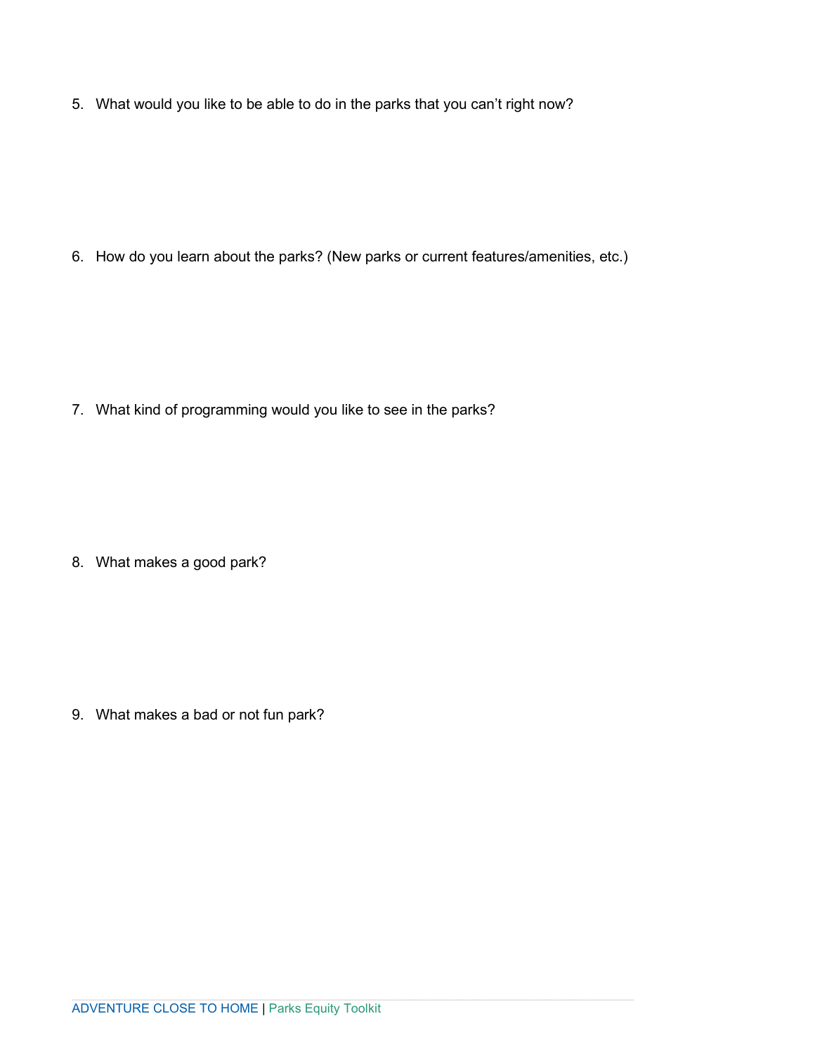5. What would you like to be able to do in the parks that you can't right now?

6. How do you learn about the parks? (New parks or current features/amenities, etc.)

7. What kind of programming would you like to see in the parks?

8. What makes a good park?

9. What makes a bad or not fun park?